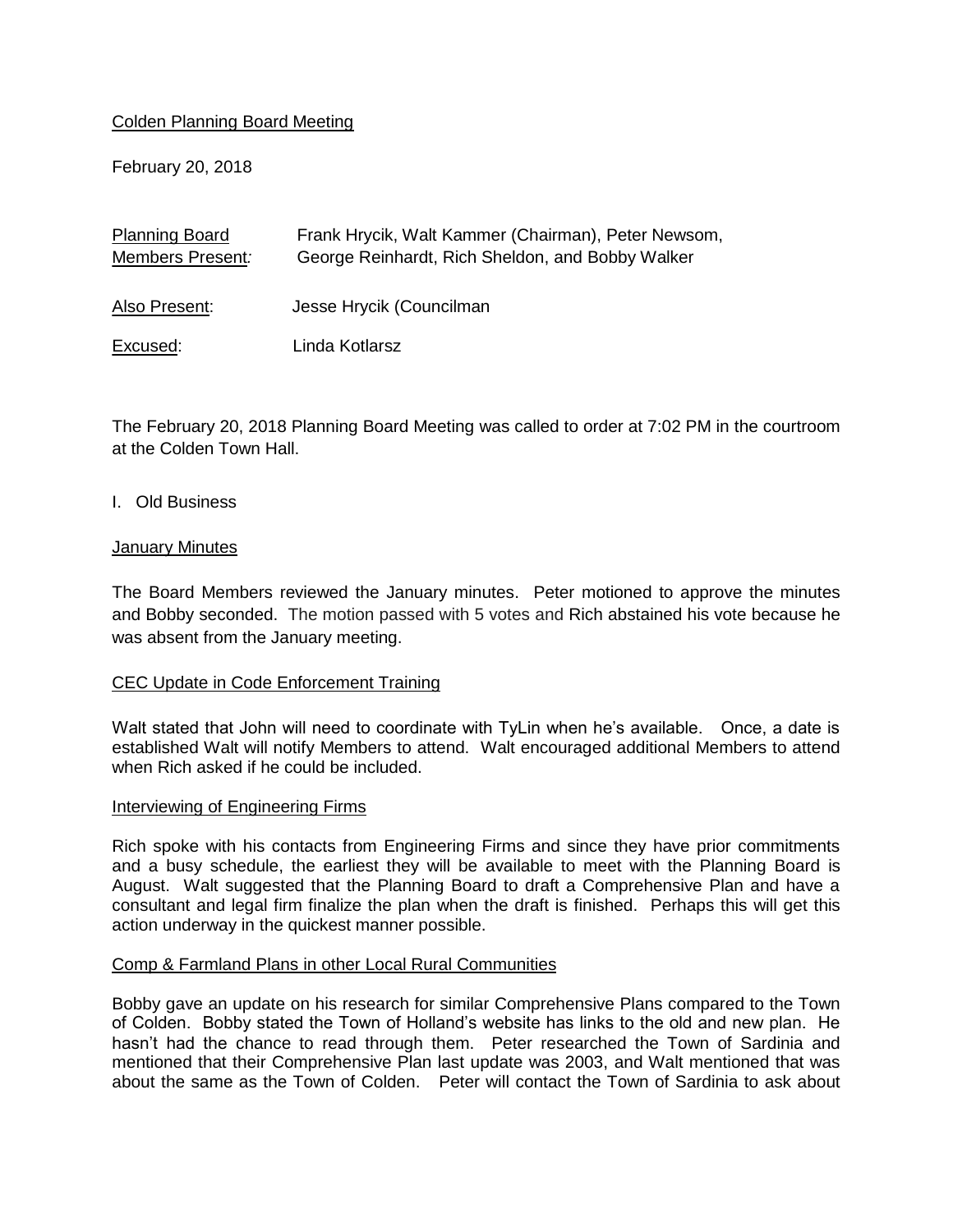Colden Planning Board Meeting

February 20, 2018

| Planning Board Members Present: | Frank Hrycik, Walt Kammer (Chairman), Peter Newsom, George Reinhardt, Rich Sheldon, and Bobby Walker |
|---|---|
| Also Present: | Jesse Hrycik (Councilman |
| Excused: | Linda Kotlarsz |

The February 20, 2018 Planning Board Meeting was called to order at 7:02 PM in the courtroom at the Colden Town Hall.

I. Old Business

January Minutes

The Board Members reviewed the January minutes. Peter motioned to approve the minutes and Bobby seconded. The motion passed with 5 votes and Rich abstained his vote because he was absent from the January meeting.

CEC Update in Code Enforcement Training

Walt stated that John will need to coordinate with TyLin when he's available. Once, a date is established Walt will notify Members to attend. Walt encouraged additional Members to attend when Rich asked if he could be included.

Interviewing of Engineering Firms

Rich spoke with his contacts from Engineering Firms and since they have prior commitments and a busy schedule, the earliest they will be available to meet with the Planning Board is August. Walt suggested that the Planning Board to draft a Comprehensive Plan and have a consultant and legal firm finalize the plan when the draft is finished. Perhaps this will get this action underway in the quickest manner possible.

Comp & Farmland Plans in other Local Rural Communities

Bobby gave an update on his research for similar Comprehensive Plans compared to the Town of Colden. Bobby stated the Town of Holland's website has links to the old and new plan. He hasn't had the chance to read through them. Peter researched the Town of Sardinia and mentioned that their Comprehensive Plan last update was 2003, and Walt mentioned that was about the same as the Town of Colden. Peter will contact the Town of Sardinia to ask about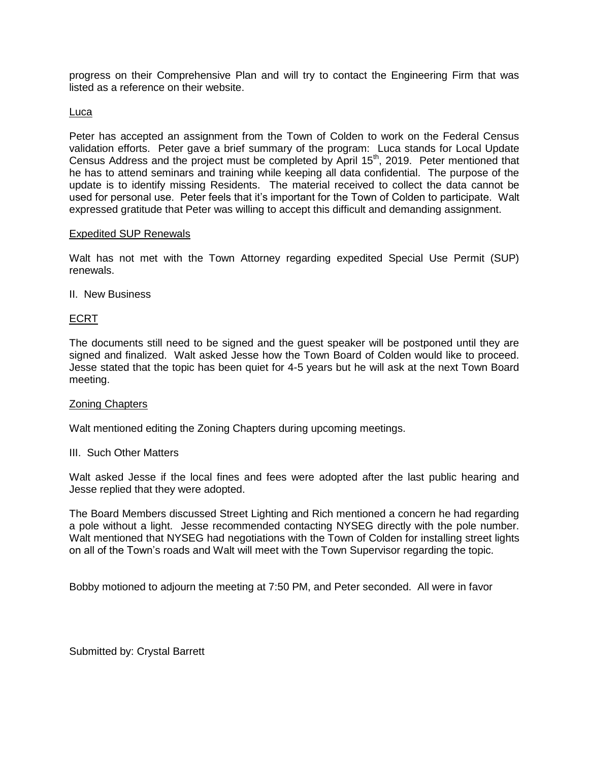progress on their Comprehensive Plan and will try to contact the Engineering Firm that was listed as a reference on their website.

Luca

Peter has accepted an assignment from the Town of Colden to work on the Federal Census validation efforts. Peter gave a brief summary of the program: Luca stands for Local Update Census Address and the project must be completed by April 15th, 2019. Peter mentioned that he has to attend seminars and training while keeping all data confidential. The purpose of the update is to identify missing Residents. The material received to collect the data cannot be used for personal use. Peter feels that it's important for the Town of Colden to participate. Walt expressed gratitude that Peter was willing to accept this difficult and demanding assignment.

Expedited SUP Renewals

Walt has not met with the Town Attorney regarding expedited Special Use Permit (SUP) renewals.

II. New Business

ECRT

The documents still need to be signed and the guest speaker will be postponed until they are signed and finalized. Walt asked Jesse how the Town Board of Colden would like to proceed. Jesse stated that the topic has been quiet for 4-5 years but he will ask at the next Town Board meeting.

Zoning Chapters

Walt mentioned editing the Zoning Chapters during upcoming meetings.

III. Such Other Matters

Walt asked Jesse if the local fines and fees were adopted after the last public hearing and Jesse replied that they were adopted.

The Board Members discussed Street Lighting and Rich mentioned a concern he had regarding a pole without a light. Jesse recommended contacting NYSEG directly with the pole number. Walt mentioned that NYSEG had negotiations with the Town of Colden for installing street lights on all of the Town's roads and Walt will meet with the Town Supervisor regarding the topic.

Bobby motioned to adjourn the meeting at 7:50 PM, and Peter seconded. All were in favor

Submitted by: Crystal Barrett